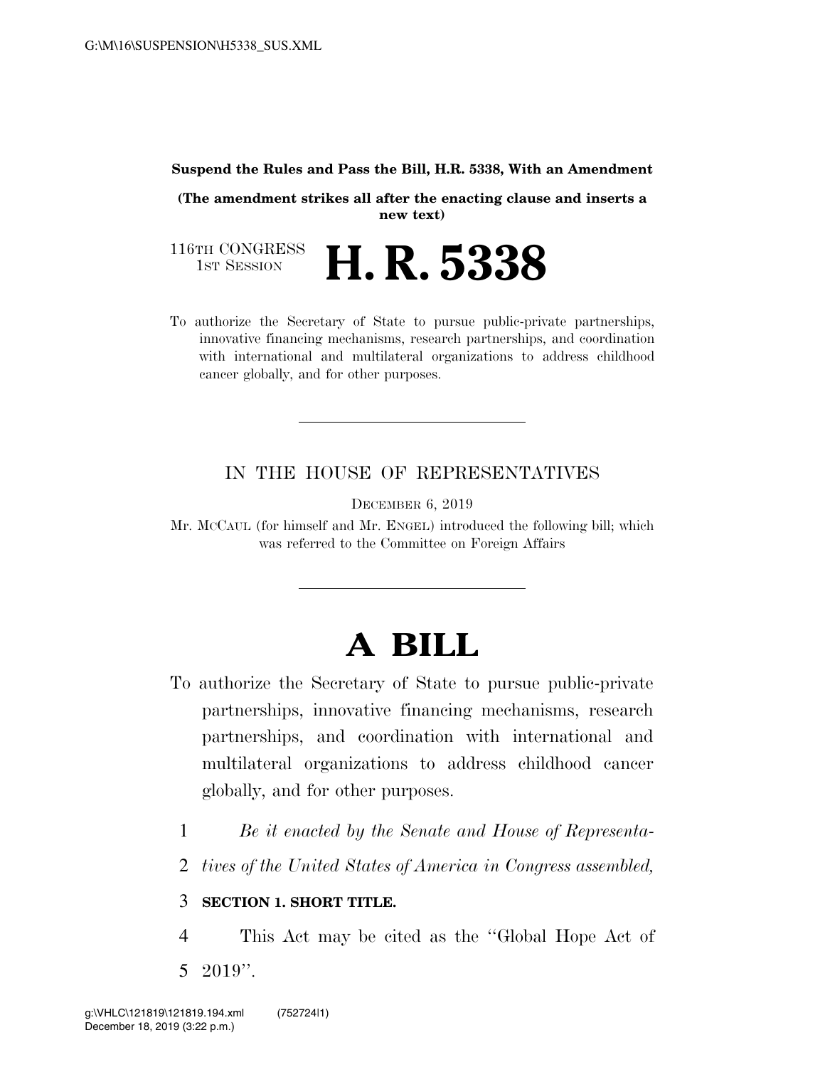**Suspend the Rules and Pass the Bill, H.R. 5338, With an Amendment**

**(The amendment strikes all after the enacting clause and inserts a new text)**

116TH CONGRESS
1ST SESSION

# H. R. 5338

To authorize the Secretary of State to pursue public-private partnerships, innovative financing mechanisms, research partnerships, and coordination with international and multilateral organizations to address childhood cancer globally, and for other purposes.

---

IN THE HOUSE OF REPRESENTATIVES

DECEMBER 6, 2019

Mr. MCCAUL (for himself and Mr. ENGEL) introduced the following bill; which was referred to the Committee on Foreign Affairs

---

# A BILL

To authorize the Secretary of State to pursue public-private partnerships, innovative financing mechanisms, research partnerships, and coordination with international and multilateral organizations to address childhood cancer globally, and for other purposes.

1 *Be it enacted by the Senate and House of Representa-*
2 *tives of the United States of America in Congress assembled,*

3 **SECTION 1. SHORT TITLE.**

4 This Act may be cited as the "Global Hope Act of
5 2019".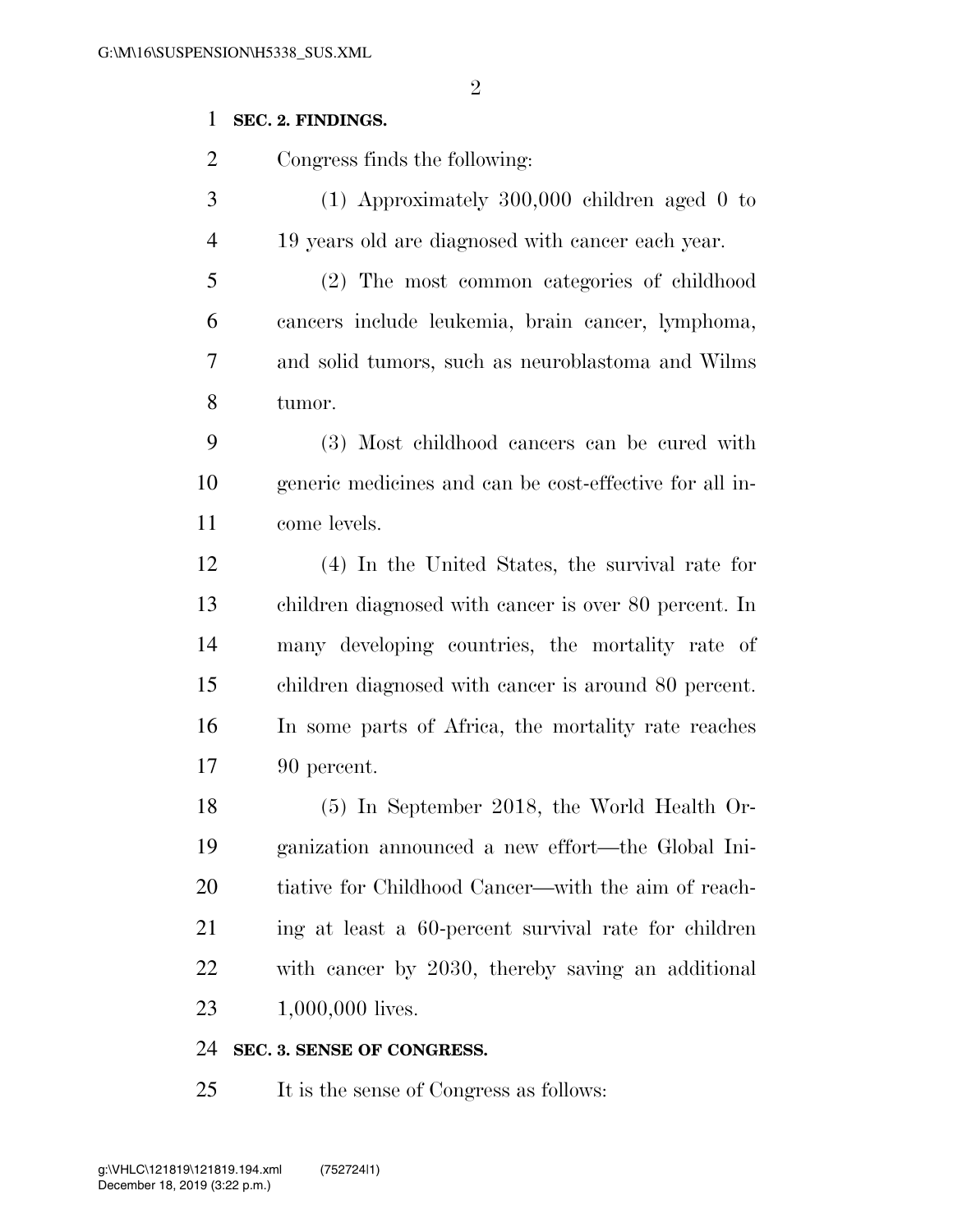**SEC. 2. FINDINGS.**

Congress finds the following:

(1) Approximately 300,000 children aged 0 to 19 years old are diagnosed with cancer each year.

(2) The most common categories of childhood cancers include leukemia, brain cancer, lymphoma, and solid tumors, such as neuroblastoma and Wilms tumor.

(3) Most childhood cancers can be cured with generic medicines and can be cost-effective for all income levels.

(4) In the United States, the survival rate for children diagnosed with cancer is over 80 percent. In many developing countries, the mortality rate of children diagnosed with cancer is around 80 percent. In some parts of Africa, the mortality rate reaches 90 percent.

(5) In September 2018, the World Health Organization announced a new effort—the Global Initiative for Childhood Cancer—with the aim of reaching at least a 60-percent survival rate for children with cancer by 2030, thereby saving an additional 1,000,000 lives.

**SEC. 3. SENSE OF CONGRESS.**

It is the sense of Congress as follows: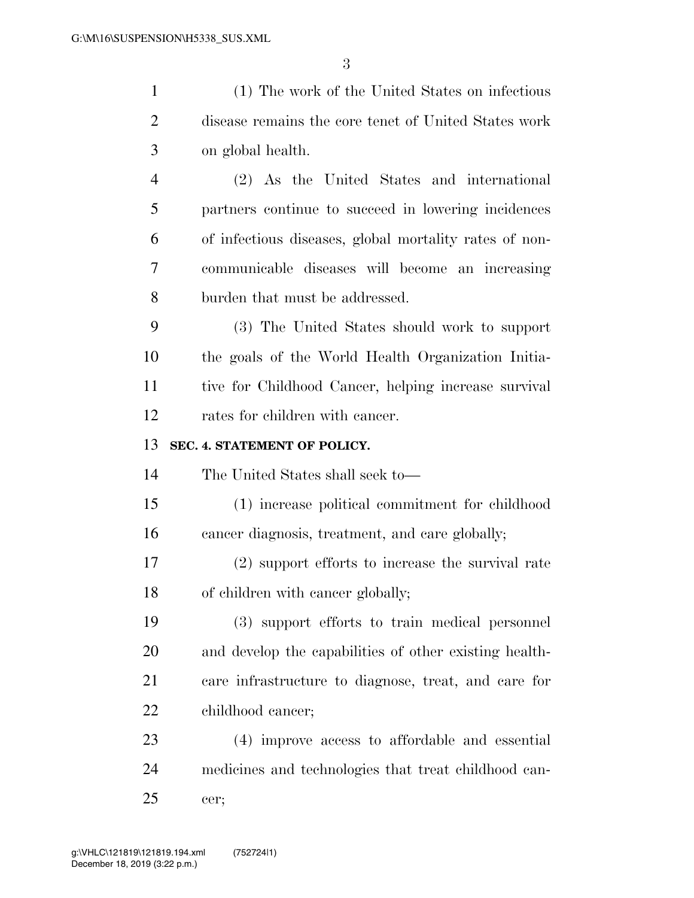(1) The work of the United States on infectious disease remains the core tenet of United States work on global health.

(2) As the United States and international partners continue to succeed in lowering incidences of infectious diseases, global mortality rates of non-communicable diseases will become an increasing burden that must be addressed.

(3) The United States should work to support the goals of the World Health Organization Initiative for Childhood Cancer, helping increase survival rates for children with cancer.

**SEC. 4. STATEMENT OF POLICY.**

The United States shall seek to—

(1) increase political commitment for childhood cancer diagnosis, treatment, and care globally;

(2) support efforts to increase the survival rate of children with cancer globally;

(3) support efforts to train medical personnel and develop the capabilities of other existing health-care infrastructure to diagnose, treat, and care for childhood cancer;

(4) improve access to affordable and essential medicines and technologies that treat childhood cancer;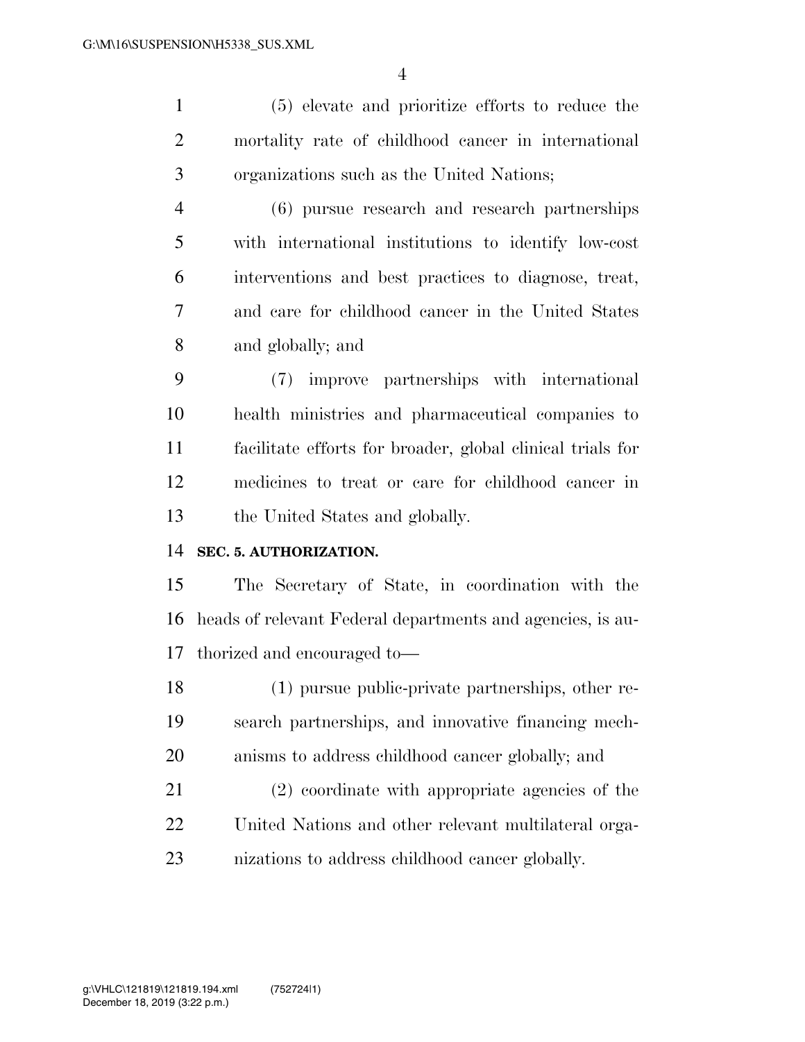(5) elevate and prioritize efforts to reduce the mortality rate of childhood cancer in international organizations such as the United Nations;

(6) pursue research and research partnerships with international institutions to identify low-cost interventions and best practices to diagnose, treat, and care for childhood cancer in the United States and globally; and

(7) improve partnerships with international health ministries and pharmaceutical companies to facilitate efforts for broader, global clinical trials for medicines to treat or care for childhood cancer in the United States and globally.

**SEC. 5. AUTHORIZATION.**

The Secretary of State, in coordination with the heads of relevant Federal departments and agencies, is authorized and encouraged to—

(1) pursue public-private partnerships, other research partnerships, and innovative financing mechanisms to address childhood cancer globally; and

(2) coordinate with appropriate agencies of the United Nations and other relevant multilateral organizations to address childhood cancer globally.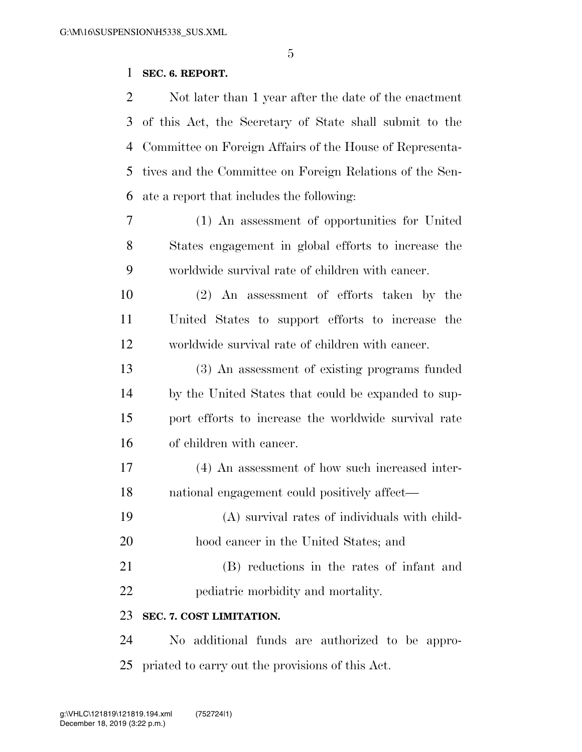**SEC. 6. REPORT.**

Not later than 1 year after the date of the enactment of this Act, the Secretary of State shall submit to the Committee on Foreign Affairs of the House of Representatives and the Committee on Foreign Relations of the Senate a report that includes the following:

(1) An assessment of opportunities for United States engagement in global efforts to increase the worldwide survival rate of children with cancer.

(2) An assessment of efforts taken by the United States to support efforts to increase the worldwide survival rate of children with cancer.

(3) An assessment of existing programs funded by the United States that could be expanded to support efforts to increase the worldwide survival rate of children with cancer.

(4) An assessment of how such increased international engagement could positively affect—

(A) survival rates of individuals with childhood cancer in the United States; and

(B) reductions in the rates of infant and pediatric morbidity and mortality.

**SEC. 7. COST LIMITATION.**

No additional funds are authorized to be appropriated to carry out the provisions of this Act.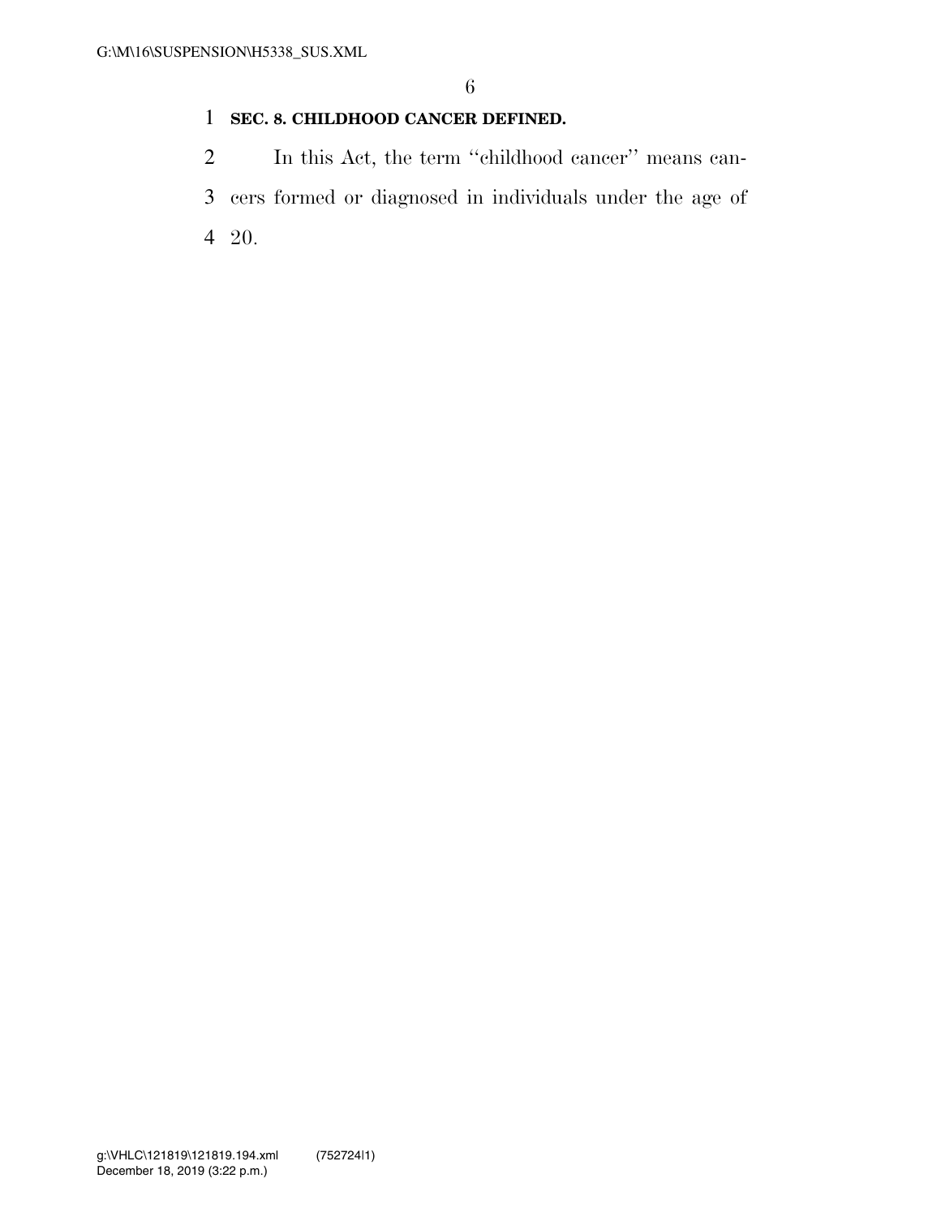**SEC. 8. CHILDHOOD CANCER DEFINED.**

In this Act, the term ''childhood cancer'' means cancers formed or diagnosed in individuals under the age of 20.